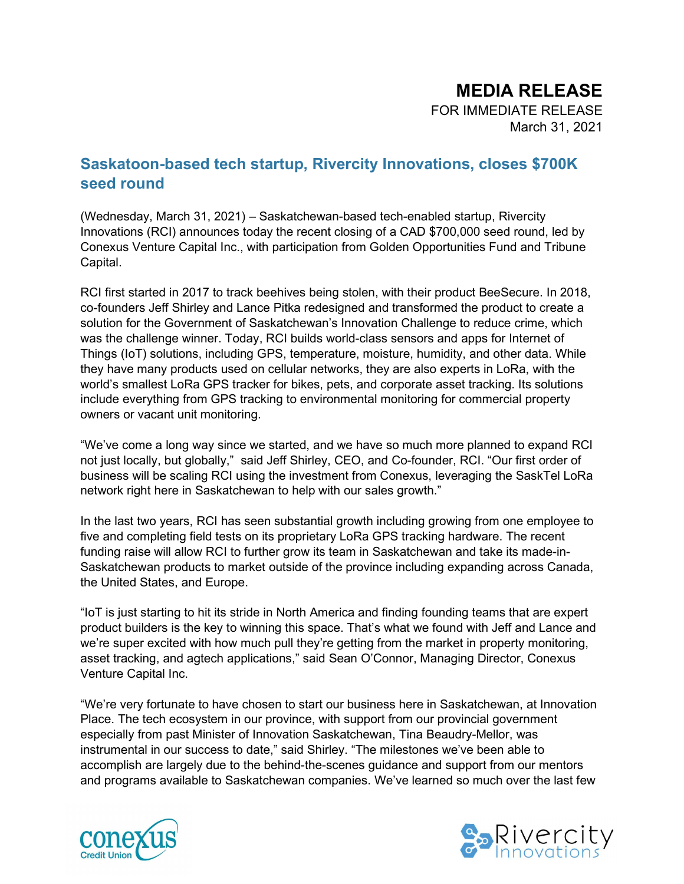# MEDIA RELEASE

FOR IMMEDIATE RELEASE
March 31, 2021

## Saskatoon-based tech startup, Rivercity Innovations, closes $700K seed round

(Wednesday, March 31, 2021) – Saskatchewan-based tech-enabled startup, Rivercity Innovations (RCI) announces today the recent closing of a CAD $700,000 seed round, led by Conexus Venture Capital Inc., with participation from Golden Opportunities Fund and Tribune Capital.

RCI first started in 2017 to track beehives being stolen, with their product BeeSecure. In 2018, co-founders Jeff Shirley and Lance Pitka redesigned and transformed the product to create a solution for the Government of Saskatchewan's Innovation Challenge to reduce crime, which was the challenge winner. Today, RCI builds world-class sensors and apps for Internet of Things (IoT) solutions, including GPS, temperature, moisture, humidity, and other data. While they have many products used on cellular networks, they are also experts in LoRa, with the world's smallest LoRa GPS tracker for bikes, pets, and corporate asset tracking. Its solutions include everything from GPS tracking to environmental monitoring for commercial property owners or vacant unit monitoring.

"We've come a long way since we started, and we have so much more planned to expand RCI not just locally, but globally," said Jeff Shirley, CEO, and Co-founder, RCI. "Our first order of business will be scaling RCI using the investment from Conexus, leveraging the SaskTel LoRa network right here in Saskatchewan to help with our sales growth."

In the last two years, RCI has seen substantial growth including growing from one employee to five and completing field tests on its proprietary LoRa GPS tracking hardware. The recent funding raise will allow RCI to further grow its team in Saskatchewan and take its made-in-Saskatchewan products to market outside of the province including expanding across Canada, the United States, and Europe.

"IoT is just starting to hit its stride in North America and finding founding teams that are expert product builders is the key to winning this space. That's what we found with Jeff and Lance and we're super excited with how much pull they're getting from the market in property monitoring, asset tracking, and agtech applications," said Sean O'Connor, Managing Director, Conexus Venture Capital Inc.

"We're very fortunate to have chosen to start our business here in Saskatchewan, at Innovation Place. The tech ecosystem in our province, with support from our provincial government especially from past Minister of Innovation Saskatchewan, Tina Beaudry-Mellor, was instrumental in our success to date," said Shirley. "The milestones we've been able to accomplish are largely due to the behind-the-scenes guidance and support from our mentors and programs available to Saskatchewan companies. We've learned so much over the last few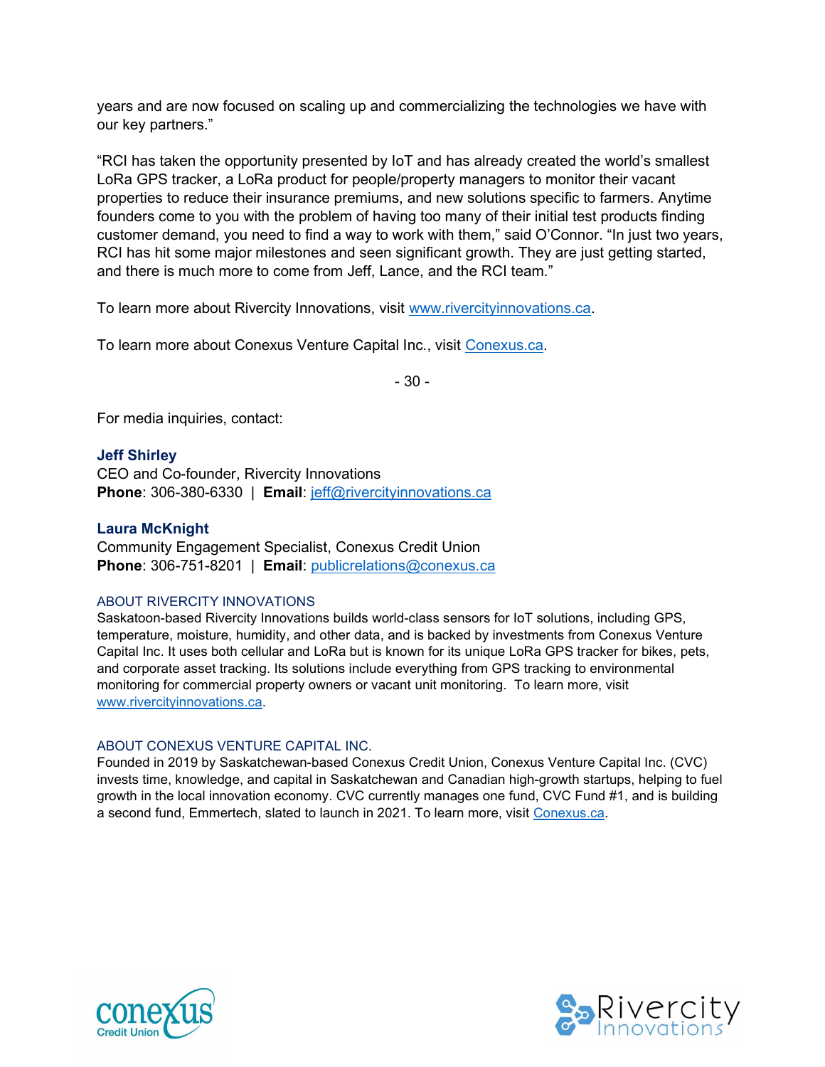years and are now focused on scaling up and commercializing the technologies we have with our key partners."

"RCI has taken the opportunity presented by IoT and has already created the world's smallest LoRa GPS tracker, a LoRa product for people/property managers to monitor their vacant properties to reduce their insurance premiums, and new solutions specific to farmers. Anytime founders come to you with the problem of having too many of their initial test products finding customer demand, you need to find a way to work with them," said O'Connor. "In just two years, RCI has hit some major milestones and seen significant growth. They are just getting started, and there is much more to come from Jeff, Lance, and the RCI team."

To learn more about Rivercity Innovations, visit [www.rivercityinnovations.ca](http://www.rivercityinnovations.ca).

To learn more about Conexus Venture Capital Inc., visit [Conexus.ca](http://Conexus.ca).

- 30 -

For media inquiries, contact:

**Jeff Shirley**
CEO and Co-founder, Rivercity Innovations
**Phone**: 306-380-6330 | **Email**: jeff@rivercityinnovations.ca

**Laura McKnight**
Community Engagement Specialist, Conexus Credit Union
**Phone**: 306-751-8201 | **Email**: publicrelations@conexus.ca

ABOUT RIVERCITY INNOVATIONS

Saskatoon-based Rivercity Innovations builds world-class sensors for IoT solutions, including GPS, temperature, moisture, humidity, and other data, and is backed by investments from Conexus Venture Capital Inc. It uses both cellular and LoRa but is known for its unique LoRa GPS tracker for bikes, pets, and corporate asset tracking. Its solutions include everything from GPS tracking to environmental monitoring for commercial property owners or vacant unit monitoring. To learn more, visit [www.rivercityinnovations.ca](http://www.rivercityinnovations.ca).

ABOUT CONEXUS VENTURE CAPITAL INC.

Founded in 2019 by Saskatchewan-based Conexus Credit Union, Conexus Venture Capital Inc. (CVC) invests time, knowledge, and capital in Saskatchewan and Canadian high-growth startups, helping to fuel growth in the local innovation economy. CVC currently manages one fund, CVC Fund #1, and is building a second fund, Emmertech, slated to launch in 2021. To learn more, visit [Conexus.ca](http://Conexus.ca).